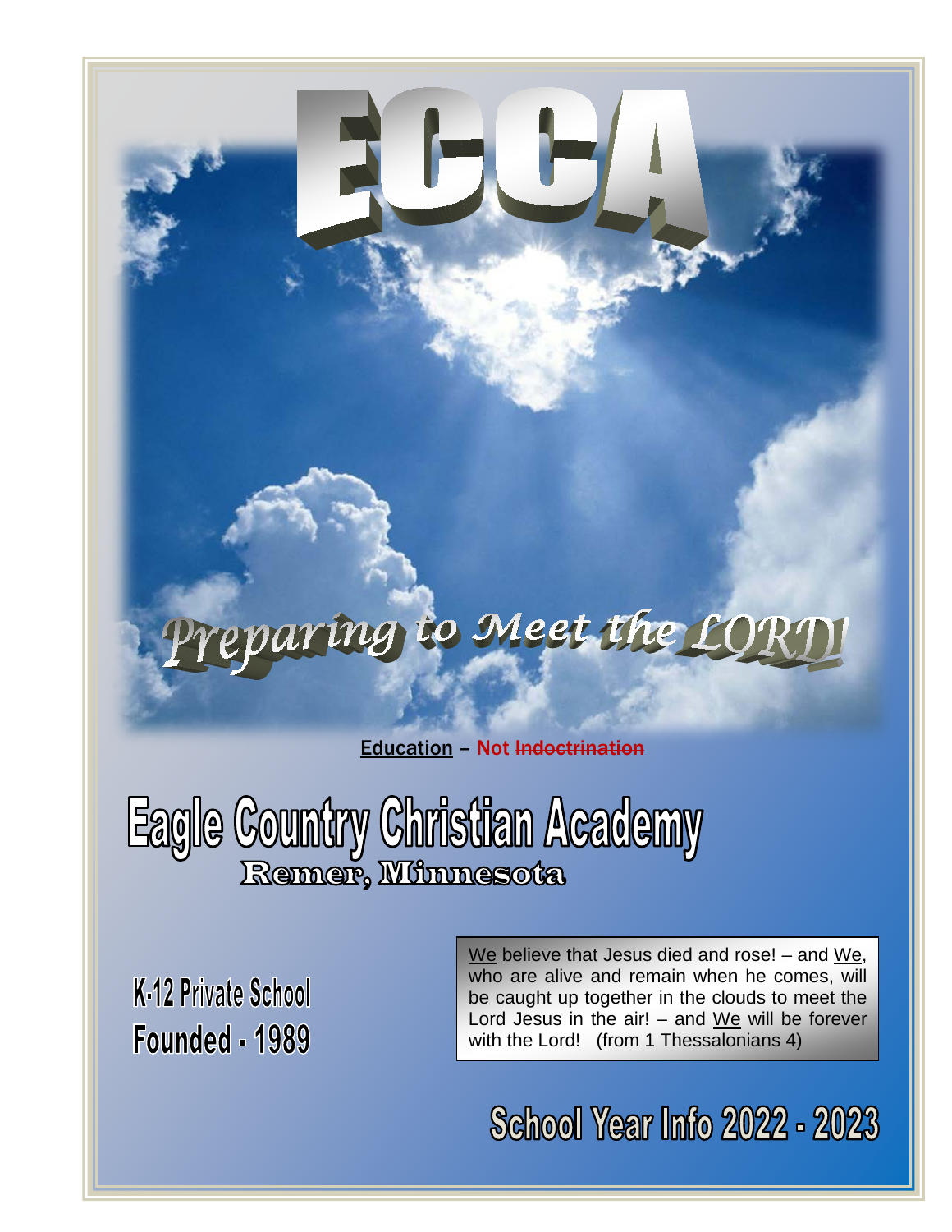# ECCA

## Preparing to Meet the LORD!

**Education** – **~~Not Indoctrination~~**

# Eagle Country Christian Academy

### Remer, Minnesota

**K-12 Private School**
**Founded - 1989**

We believe that Jesus died and rose! – and We, who are alive and remain when he comes, will be caught up together in the clouds to meet the Lord Jesus in the air! – and We will be forever with the Lord! (from 1 Thessalonians 4)

## School Year Info 2022 - 2023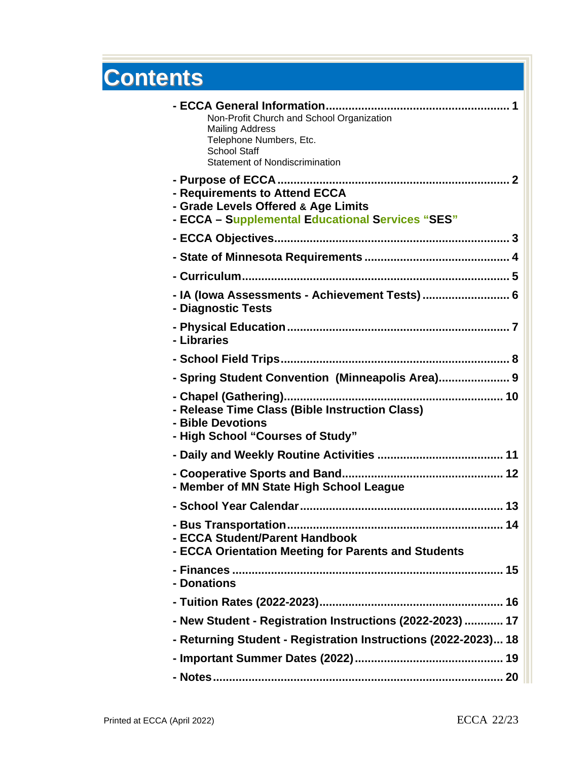# Contents

- **ECCA General Information** ........................................................ **1**
  - Non-Profit Church and School Organization
  - Mailing Address
  - Telephone Numbers, Etc.
  - School Staff
  - Statement of Nondiscrimination
- **Purpose of ECCA** ........................................................ **2**
- **Requirements to Attend ECCA**
- **Grade Levels Offered & Age Limits**
- **ECCA – Supplemental Educational Services "SES"**
- **ECCA Objectives** ........................................................ **3**
- **State of Minnesota Requirements** ........................................................ **4**
- **Curriculum** ........................................................ **5**
- **IA (Iowa Assessments - Achievement Tests)** ........................................................ **6**
- **Diagnostic Tests**
- **Physical Education** ........................................................ **7**
- **Libraries**
- **School Field Trips** ........................................................ **8**
- **Spring Student Convention (Minneapolis Area)** ........................................................ **9**
- **Chapel (Gathering)** ........................................................ **10**
- **Release Time Class (Bible Instruction Class)**
- **Bible Devotions**
- **High School "Courses of Study"**
- **Daily and Weekly Routine Activities** ........................................................ **11**
- **Cooperative Sports and Band** ........................................................ **12**
- **Member of MN State High School League**
- **School Year Calendar** ........................................................ **13**
- **Bus Transportation** ........................................................ **14**
- **ECCA Student/Parent Handbook**
- **ECCA Orientation Meeting for Parents and Students**
- **Finances** ........................................................ **15**
- **Donations**
- **Tuition Rates (2022-2023)** ........................................................ **16**
- **New Student - Registration Instructions (2022-2023)** ........................................................ **17**
- **Returning Student - Registration Instructions (2022-2023)** ........................................................ **18**
- **Important Summer Dates (2022)** ........................................................ **19**
- **Notes** ........................................................ **20**

Printed at ECCA (April 2022)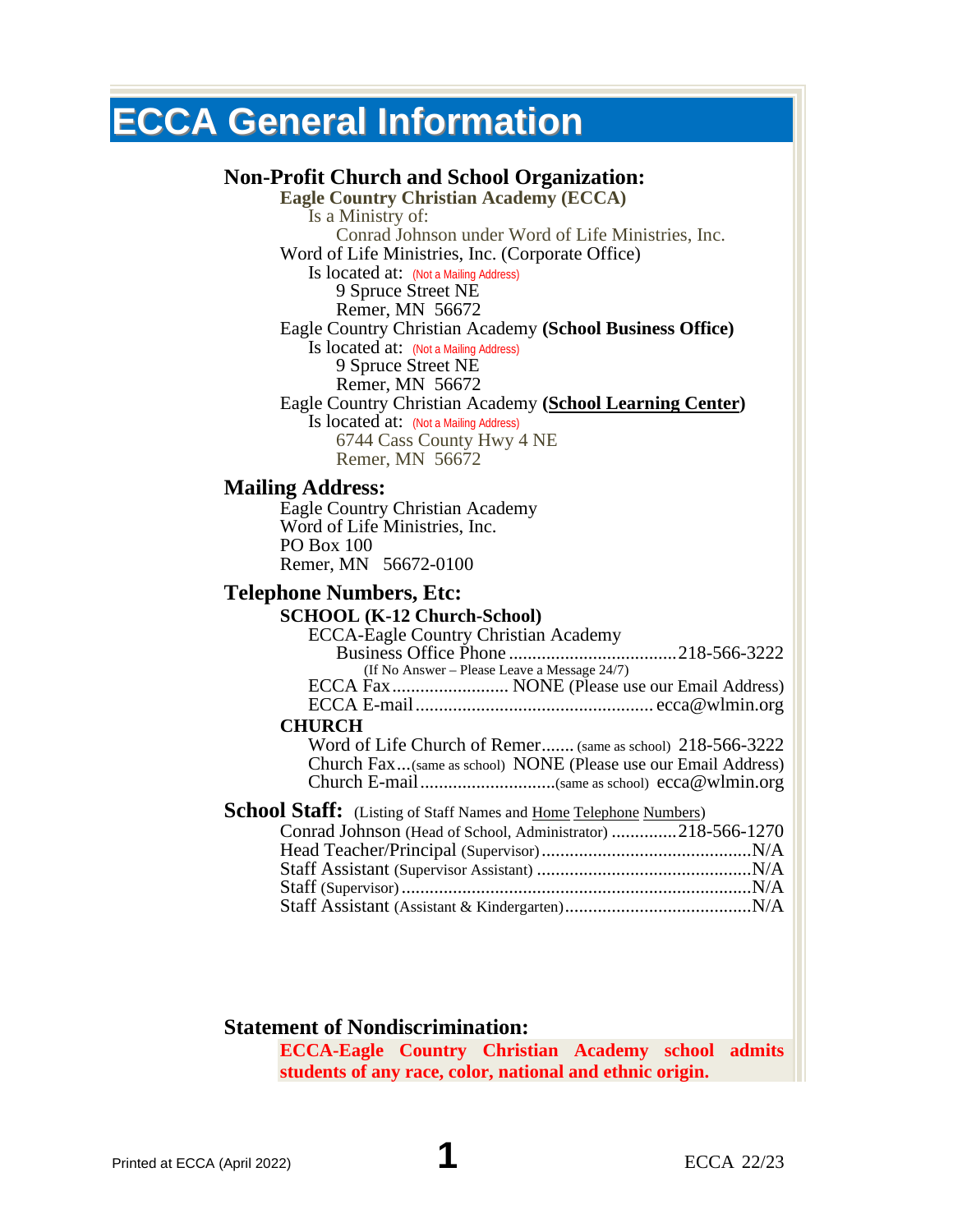# ECCA General Information

## Non-Profit Church and School Organization:

**Eagle Country Christian Academy (ECCA)**
Is a Ministry of:
Conrad Johnson under Word of Life Ministries, Inc.

Word of Life Ministries, Inc. (Corporate Office)
Is located at: (Not a Mailing Address)
9 Spruce Street NE
Remer, MN 56672

Eagle Country Christian Academy **(School Business Office)**
Is located at: (Not a Mailing Address)
9 Spruce Street NE
Remer, MN 56672

Eagle Country Christian Academy **(School Learning Center)**
Is located at: (Not a Mailing Address)
6744 Cass County Hwy 4 NE
Remer, MN 56672

## Mailing Address:

Eagle Country Christian Academy
Word of Life Ministries, Inc.
PO Box 100
Remer, MN 56672-0100

## Telephone Numbers, Etc:

**SCHOOL (K-12 Church-School)**

ECCA-Eagle Country Christian Academy
Business Office Phone .................................... 218-566-3222
(If No Answer – Please Leave a Message 24/7)
ECCA Fax ......................... NONE (Please use our Email Address)
ECCA E-mail .................................................. ecca@wlmin.org

**CHURCH**

Word of Life Church of Remer ....... (same as school) 218-566-3222
Church Fax ... (same as school) NONE (Please use our Email Address)
Church E-mail ............................ (same as school) ecca@wlmin.org

## School Staff: (Listing of Staff Names and Home Telephone Numbers)

Conrad Johnson (Head of School, Administrator) .............. 218-566-1270
Head Teacher/Principal (Supervisor) ............................................. N/A
Staff Assistant (Supervisor Assistant) ............................................. N/A
Staff (Supervisor) .......................................................................... N/A
Staff Assistant (Assistant & Kindergarten) ....................................... N/A

## Statement of Nondiscrimination:

**ECCA-Eagle Country Christian Academy school admits students of any race, color, national and ethnic origin.**

Printed at ECCA (April 2022) ECCA 22/23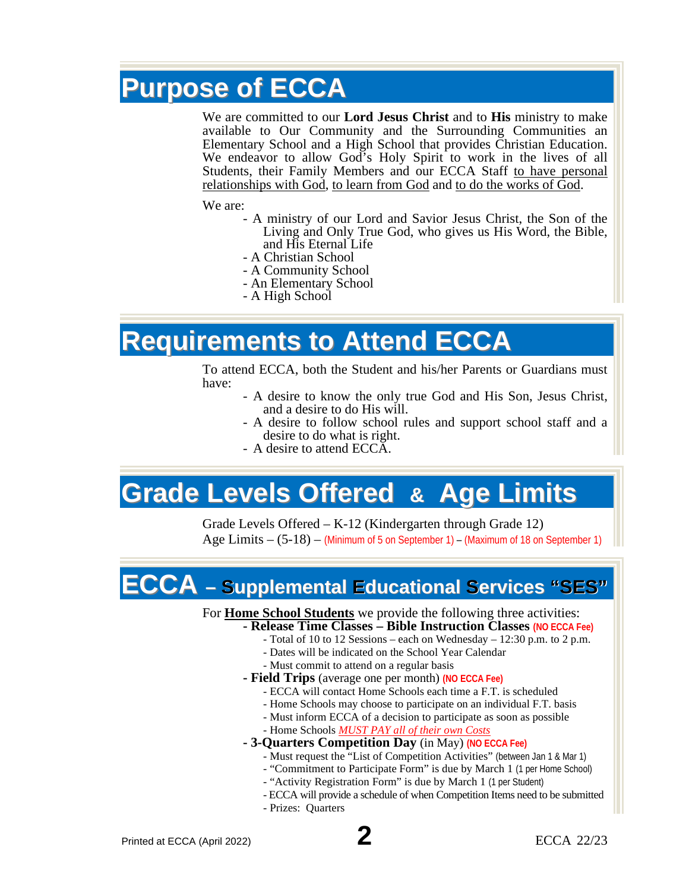# Purpose of ECCA

We are committed to our **Lord Jesus Christ** and to **His** ministry to make available to Our Community and the Surrounding Communities an Elementary School and a High School that provides Christian Education. We endeavor to allow God's Holy Spirit to work in the lives of all Students, their Family Members and our ECCA Staff <u>to have personal relationships with God</u>, <u>to learn from God</u> and <u>to do the works of God</u>.

We are:

- A ministry of our Lord and Savior Jesus Christ, the Son of the Living and Only True God, who gives us His Word, the Bible, and His Eternal Life
- A Christian School
- A Community School
- An Elementary School
- A High School

# Requirements to Attend ECCA

To attend ECCA, both the Student and his/her Parents or Guardians must have:

- A desire to know the only true God and His Son, Jesus Christ, and a desire to do His will.
- A desire to follow school rules and support school staff and a desire to do what is right.
- A desire to attend ECCA.

# Grade Levels Offered & Age Limits

Grade Levels Offered – K-12 (Kindergarten through Grade 12)
Age Limits – (5-18) – (Minimum of 5 on September 1) – (Maximum of 18 on September 1)

# ECCA – Supplemental Educational Services "SES"

For **<u>Home School Students</u>** we provide the following three activities:

- **Release Time Classes – Bible Instruction Classes** **(NO ECCA Fee)**
  - Total of 10 to 12 Sessions – each on Wednesday – 12:30 p.m. to 2 p.m.
  - Dates will be indicated on the School Year Calendar
  - Must commit to attend on a regular basis
- **Field Trips** (average one per month) **(NO ECCA Fee)**
  - ECCA will contact Home Schools each time a F.T. is scheduled
  - Home Schools may choose to participate on an individual F.T. basis
  - Must inform ECCA of a decision to participate as soon as possible
  - Home Schools <u>*MUST PAY all of their own Costs*</u>
- **3-Quarters Competition Day** (in May) **(NO ECCA Fee)**
  - Must request the "List of Competition Activities" (between Jan 1 & Mar 1)
  - "Commitment to Participate Form" is due by March 1 (1 per Home School)
  - "Activity Registration Form" is due by March 1 (1 per Student)
  - ECCA will provide a schedule of when Competition Items need to be submitted
  - Prizes: Quarters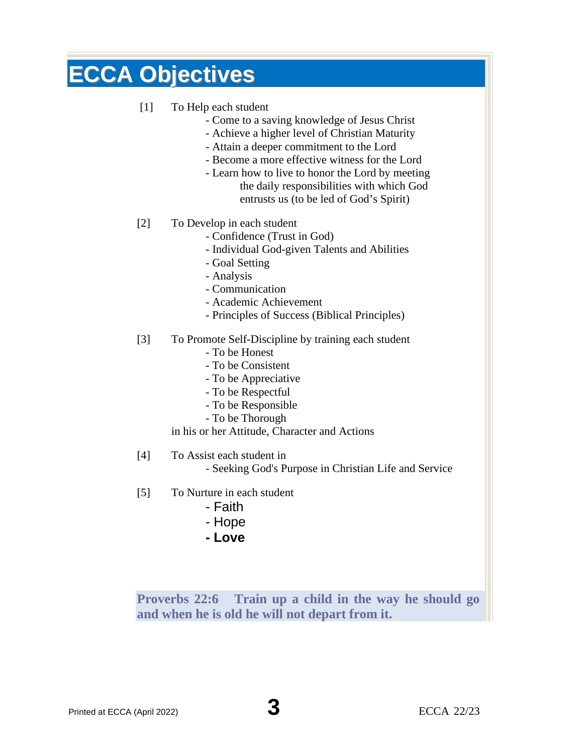# ECCA Objectives

[1] To Help each student

- Come to a saving knowledge of Jesus Christ
- Achieve a higher level of Christian Maturity
- Attain a deeper commitment to the Lord
- Become a more effective witness for the Lord
- Learn how to live to honor the Lord by meeting the daily responsibilities with which God entrusts us (to be led of God's Spirit)

[2] To Develop in each student

- Confidence (Trust in God)
- Individual God-given Talents and Abilities
- Goal Setting
- Analysis
- Communication
- Academic Achievement
- Principles of Success (Biblical Principles)

[3] To Promote Self-Discipline by training each student

- To be Honest
- To be Consistent
- To be Appreciative
- To be Respectful
- To be Responsible
- To be Thorough

in his or her Attitude, Character and Actions

[4] To Assist each student in

- Seeking God's Purpose in Christian Life and Service

[5] To Nurture in each student

- Faith
- Hope
- **Love**

**Proverbs 22:6 Train up a child in the way he should go and when he is old he will not depart from it.**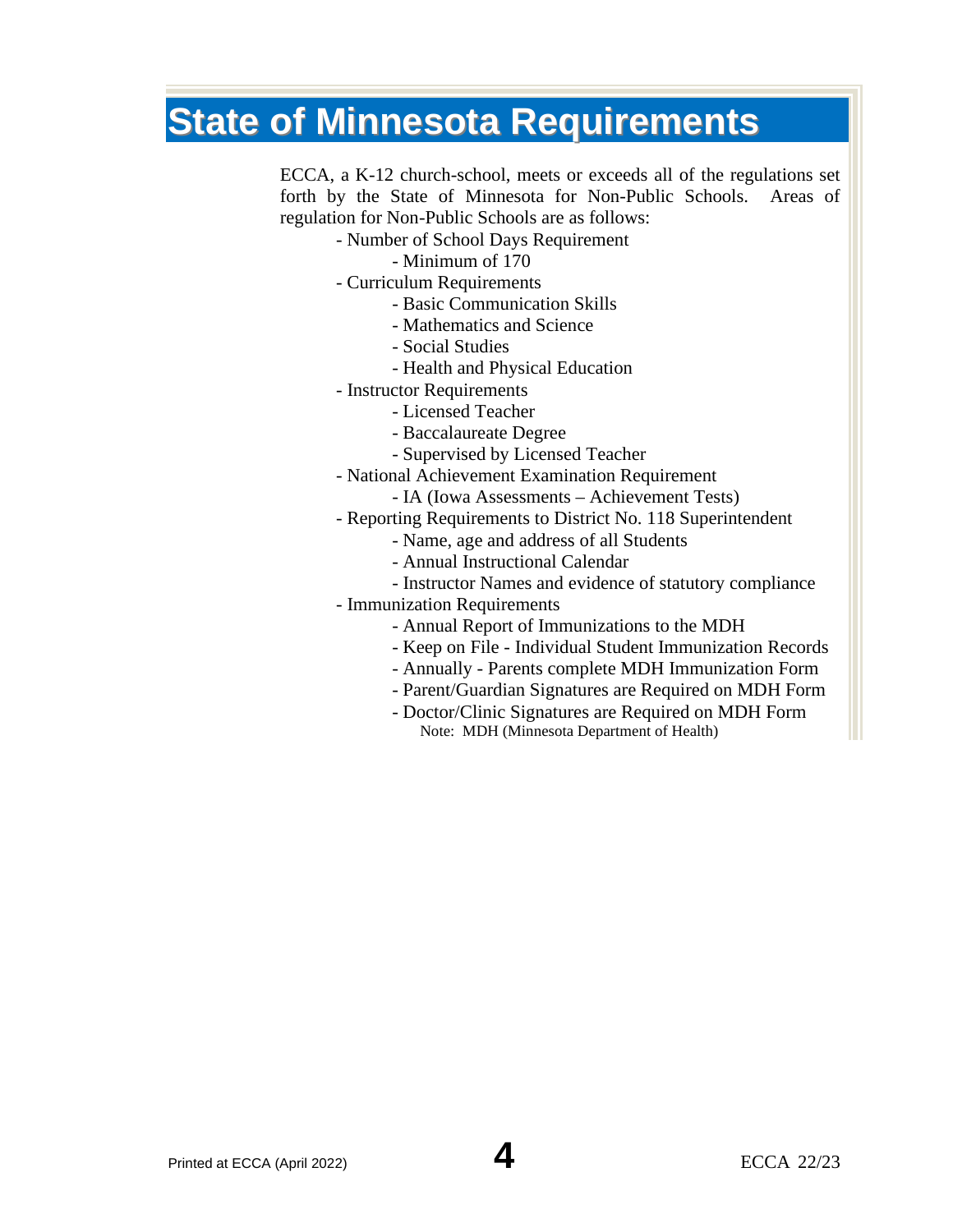# State of Minnesota Requirements

ECCA, a K-12 church-school, meets or exceeds all of the regulations set forth by the State of Minnesota for Non-Public Schools. Areas of regulation for Non-Public Schools are as follows:

- Number of School Days Requirement
  - Minimum of 170
- Curriculum Requirements
  - Basic Communication Skills
  - Mathematics and Science
  - Social Studies
  - Health and Physical Education
- Instructor Requirements
  - Licensed Teacher
  - Baccalaureate Degree
  - Supervised by Licensed Teacher
- National Achievement Examination Requirement
  - IA (Iowa Assessments – Achievement Tests)
- Reporting Requirements to District No. 118 Superintendent
  - Name, age and address of all Students
  - Annual Instructional Calendar
  - Instructor Names and evidence of statutory compliance
- Immunization Requirements
  - Annual Report of Immunizations to the MDH
  - Keep on File - Individual Student Immunization Records
  - Annually - Parents complete MDH Immunization Form
  - Parent/Guardian Signatures are Required on MDH Form
  - Doctor/Clinic Signatures are Required on MDH Form

Note: MDH (Minnesota Department of Health)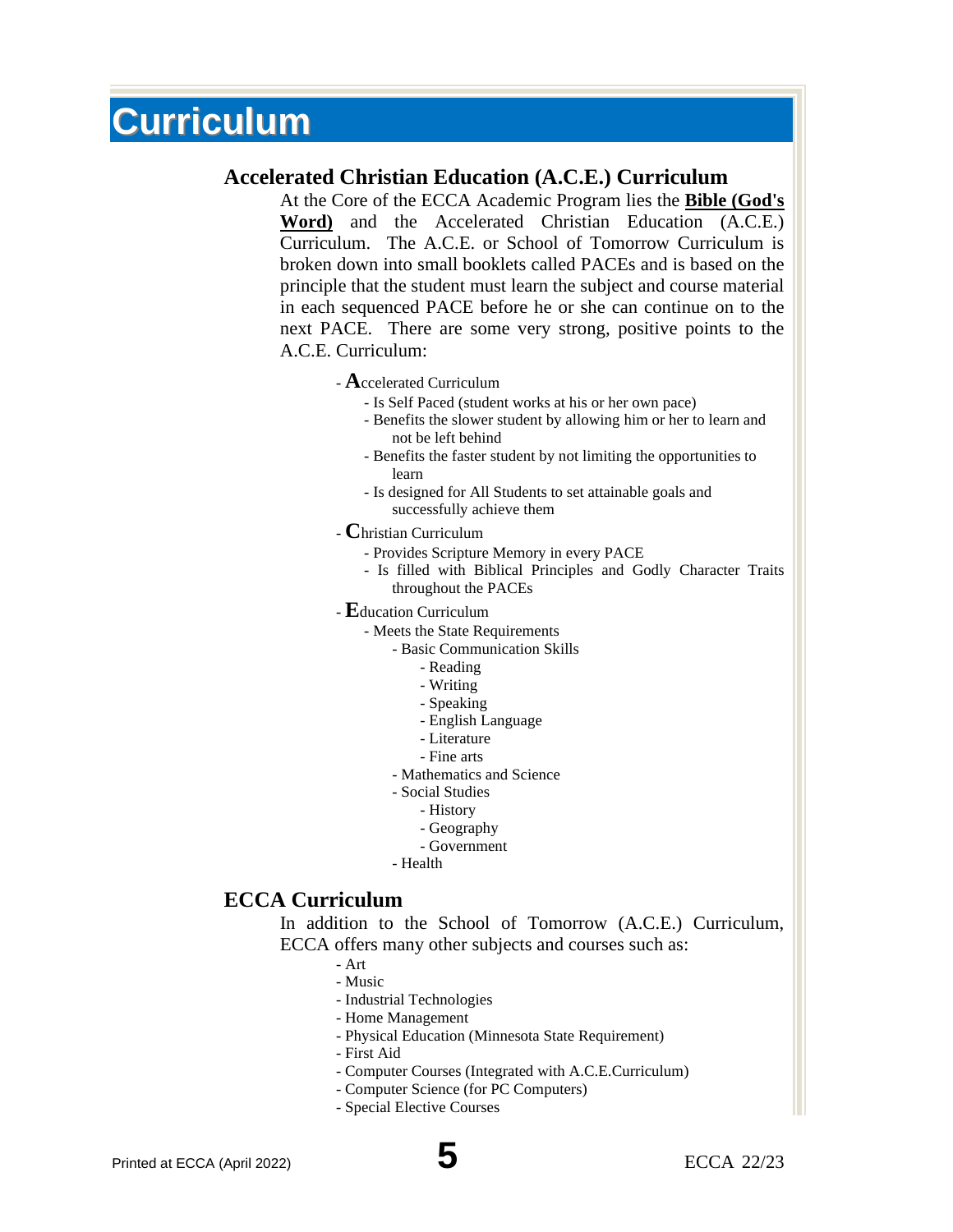# Curriculum

## Accelerated Christian Education (A.C.E.) Curriculum

At the Core of the ECCA Academic Program lies the **Bible (God's Word)** and the Accelerated Christian Education (A.C.E.) Curriculum. The A.C.E. or School of Tomorrow Curriculum is broken down into small booklets called PACEs and is based on the principle that the student must learn the subject and course material in each sequenced PACE before he or she can continue on to the next PACE. There are some very strong, positive points to the A.C.E. Curriculum:

- **A**ccelerated Curriculum
  - Is Self Paced (student works at his or her own pace)
  - Benefits the slower student by allowing him or her to learn and not be left behind
  - Benefits the faster student by not limiting the opportunities to learn
  - Is designed for All Students to set attainable goals and successfully achieve them
- **C**hristian Curriculum
  - Provides Scripture Memory in every PACE
  - Is filled with Biblical Principles and Godly Character Traits throughout the PACEs
- **E**ducation Curriculum
  - Meets the State Requirements
    - Basic Communication Skills
      - Reading
      - Writing
      - Speaking
      - English Language
      - Literature
      - Fine arts
    - Mathematics and Science
    - Social Studies
      - History
      - Geography
      - Government
    - Health

## ECCA Curriculum

In addition to the School of Tomorrow (A.C.E.) Curriculum, ECCA offers many other subjects and courses such as:

- Art
- Music
- Industrial Technologies
- Home Management
- Physical Education (Minnesota State Requirement)
- First Aid
- Computer Courses (Integrated with A.C.E.Curriculum)
- Computer Science (for PC Computers)
- Special Elective Courses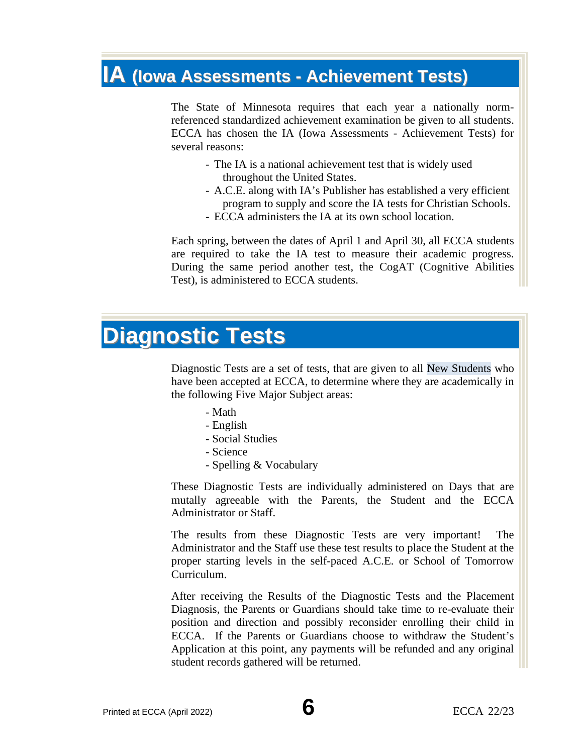# IA (Iowa Assessments - Achievement Tests)

The State of Minnesota requires that each year a nationally norm-referenced standardized achievement examination be given to all students. ECCA has chosen the IA (Iowa Assessments - Achievement Tests) for several reasons:

- The IA is a national achievement test that is widely used throughout the United States.
- A.C.E. along with IA's Publisher has established a very efficient program to supply and score the IA tests for Christian Schools.
- ECCA administers the IA at its own school location.

Each spring, between the dates of April 1 and April 30, all ECCA students are required to take the IA test to measure their academic progress. During the same period another test, the CogAT (Cognitive Abilities Test), is administered to ECCA students.

# Diagnostic Tests

Diagnostic Tests are a set of tests, that are given to all New Students who have been accepted at ECCA, to determine where they are academically in the following Five Major Subject areas:

- Math
- English
- Social Studies
- Science
- Spelling & Vocabulary

These Diagnostic Tests are individually administered on Days that are mutally agreeable with the Parents, the Student and the ECCA Administrator or Staff.

The results from these Diagnostic Tests are very important! The Administrator and the Staff use these test results to place the Student at the proper starting levels in the self-paced A.C.E. or School of Tomorrow Curriculum.

After receiving the Results of the Diagnostic Tests and the Placement Diagnosis, the Parents or Guardians should take time to re-evaluate their position and direction and possibly reconsider enrolling their child in ECCA. If the Parents or Guardians choose to withdraw the Student's Application at this point, any payments will be refunded and any original student records gathered will be returned.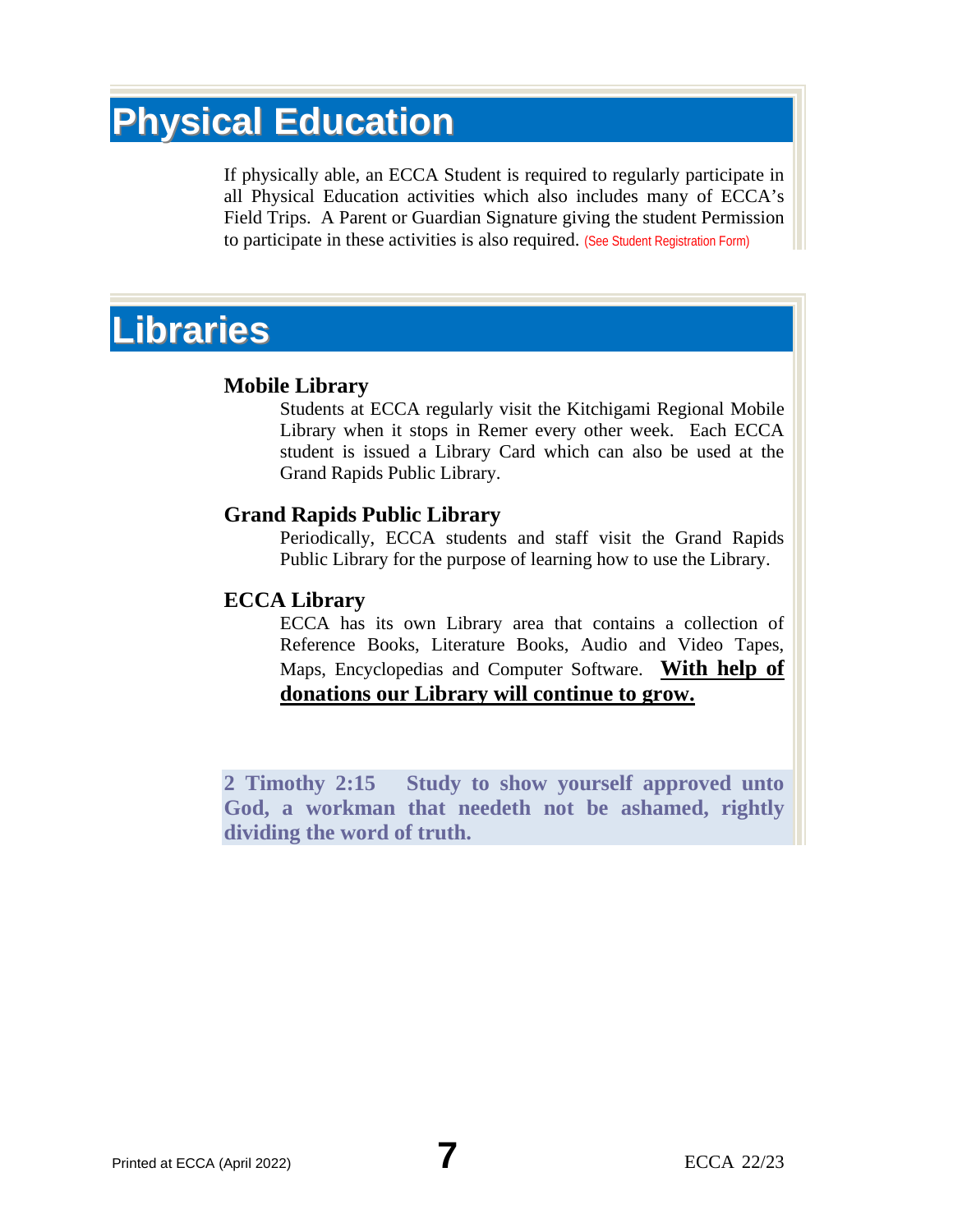# Physical Education

If physically able, an ECCA Student is required to regularly participate in all Physical Education activities which also includes many of ECCA's Field Trips. A Parent or Guardian Signature giving the student Permission to participate in these activities is also required. (See Student Registration Form)

# Libraries

### Mobile Library

Students at ECCA regularly visit the Kitchigami Regional Mobile Library when it stops in Remer every other week. Each ECCA student is issued a Library Card which can also be used at the Grand Rapids Public Library.

### Grand Rapids Public Library

Periodically, ECCA students and staff visit the Grand Rapids Public Library for the purpose of learning how to use the Library.

### ECCA Library

ECCA has its own Library area that contains a collection of Reference Books, Literature Books, Audio and Video Tapes, Maps, Encyclopedias and Computer Software. **With help of donations our Library will continue to grow.**

**2 Timothy 2:15 Study to show yourself approved unto God, a workman that needeth not be ashamed, rightly dividing the word of truth.**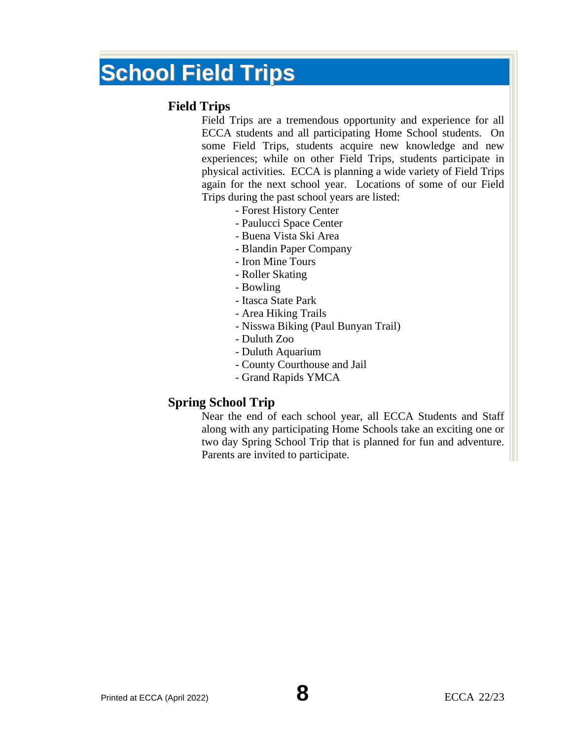# School Field Trips

## Field Trips

Field Trips are a tremendous opportunity and experience for all ECCA students and all participating Home School students. On some Field Trips, students acquire new knowledge and new experiences; while on other Field Trips, students participate in physical activities. ECCA is planning a wide variety of Field Trips again for the next school year. Locations of some of our Field Trips during the past school years are listed:

- Forest History Center
- Paulucci Space Center
- Buena Vista Ski Area
- Blandin Paper Company
- Iron Mine Tours
- Roller Skating
- Bowling
- Itasca State Park
- Area Hiking Trails
- Nisswa Biking (Paul Bunyan Trail)
- Duluth Zoo
- Duluth Aquarium
- County Courthouse and Jail
- Grand Rapids YMCA

## Spring School Trip

Near the end of each school year, all ECCA Students and Staff along with any participating Home Schools take an exciting one or two day Spring School Trip that is planned for fun and adventure. Parents are invited to participate.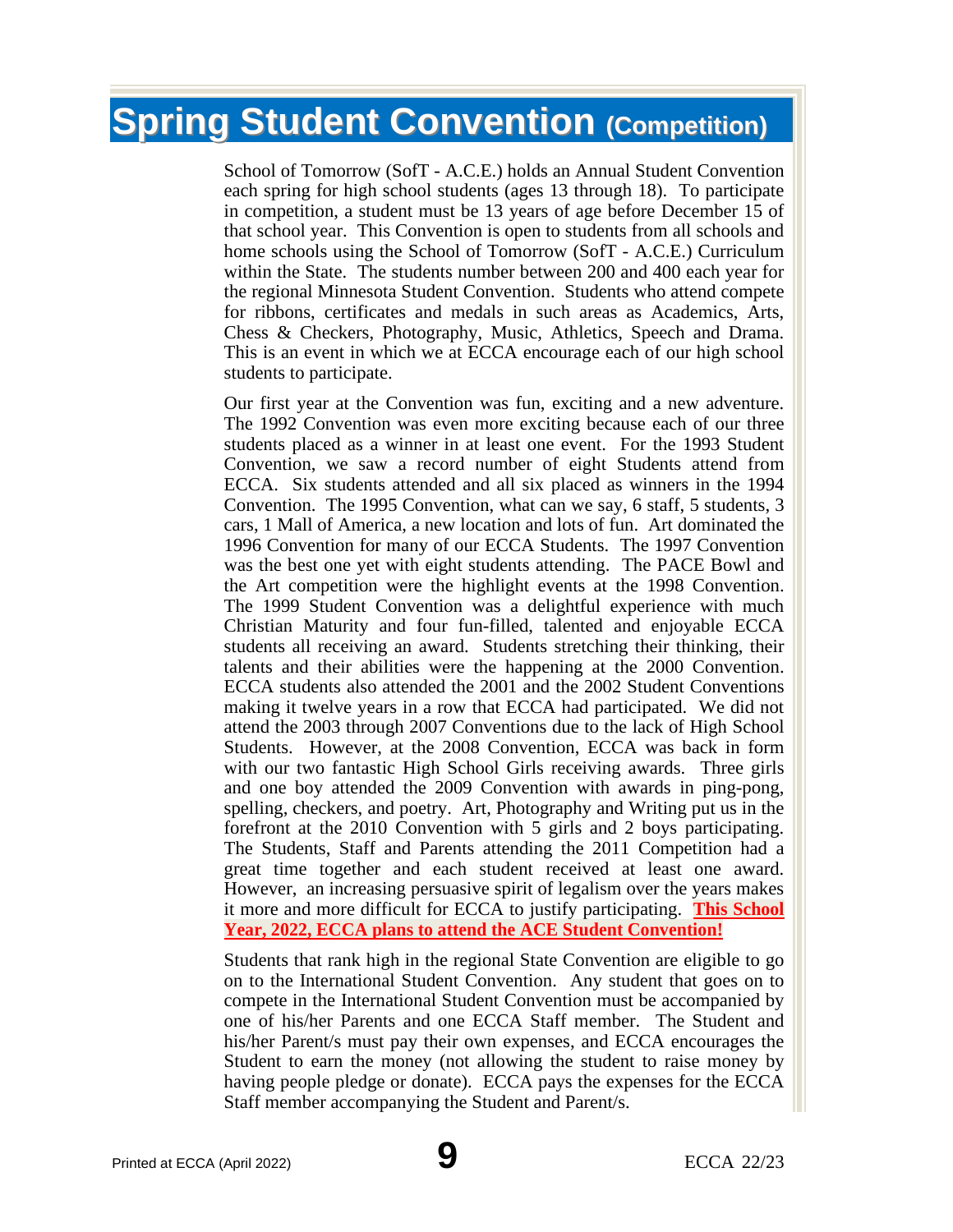# Spring Student Convention (Competition)

School of Tomorrow (SofT - A.C.E.) holds an Annual Student Convention each spring for high school students (ages 13 through 18). To participate in competition, a student must be 13 years of age before December 15 of that school year. This Convention is open to students from all schools and home schools using the School of Tomorrow (SofT - A.C.E.) Curriculum within the State. The students number between 200 and 400 each year for the regional Minnesota Student Convention. Students who attend compete for ribbons, certificates and medals in such areas as Academics, Arts, Chess & Checkers, Photography, Music, Athletics, Speech and Drama. This is an event in which we at ECCA encourage each of our high school students to participate.

Our first year at the Convention was fun, exciting and a new adventure. The 1992 Convention was even more exciting because each of our three students placed as a winner in at least one event. For the 1993 Student Convention, we saw a record number of eight Students attend from ECCA. Six students attended and all six placed as winners in the 1994 Convention. The 1995 Convention, what can we say, 6 staff, 5 students, 3 cars, 1 Mall of America, a new location and lots of fun. Art dominated the 1996 Convention for many of our ECCA Students. The 1997 Convention was the best one yet with eight students attending. The PACE Bowl and the Art competition were the highlight events at the 1998 Convention. The 1999 Student Convention was a delightful experience with much Christian Maturity and four fun-filled, talented and enjoyable ECCA students all receiving an award. Students stretching their thinking, their talents and their abilities were the happening at the 2000 Convention. ECCA students also attended the 2001 and the 2002 Student Conventions making it twelve years in a row that ECCA had participated. We did not attend the 2003 through 2007 Conventions due to the lack of High School Students. However, at the 2008 Convention, ECCA was back in form with our two fantastic High School Girls receiving awards. Three girls and one boy attended the 2009 Convention with awards in ping-pong, spelling, checkers, and poetry. Art, Photography and Writing put us in the forefront at the 2010 Convention with 5 girls and 2 boys participating. The Students, Staff and Parents attending the 2011 Competition had a great time together and each student received at least one award. However, an increasing persuasive spirit of legalism over the years makes it more and more difficult for ECCA to justify participating. **This School Year, 2022, ECCA plans to attend the ACE Student Convention!**

Students that rank high in the regional State Convention are eligible to go on to the International Student Convention. Any student that goes on to compete in the International Student Convention must be accompanied by one of his/her Parents and one ECCA Staff member. The Student and his/her Parent/s must pay their own expenses, and ECCA encourages the Student to earn the money (not allowing the student to raise money by having people pledge or donate). ECCA pays the expenses for the ECCA Staff member accompanying the Student and Parent/s.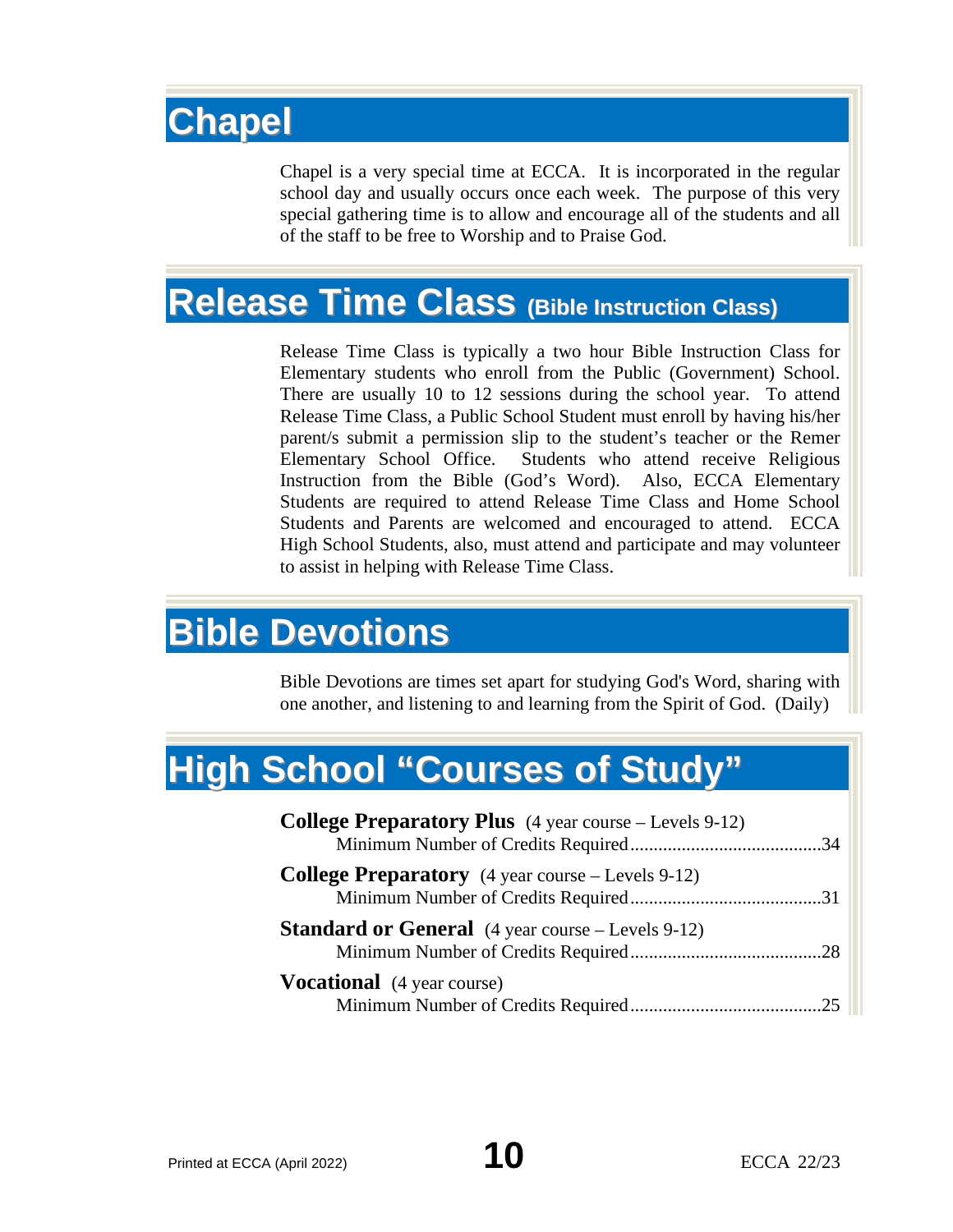# Chapel

Chapel is a very special time at ECCA. It is incorporated in the regular school day and usually occurs once each week. The purpose of this very special gathering time is to allow and encourage all of the students and all of the staff to be free to Worship and to Praise God.

# Release Time Class (Bible Instruction Class)

Release Time Class is typically a two hour Bible Instruction Class for Elementary students who enroll from the Public (Government) School. There are usually 10 to 12 sessions during the school year. To attend Release Time Class, a Public School Student must enroll by having his/her parent/s submit a permission slip to the student's teacher or the Remer Elementary School Office. Students who attend receive Religious Instruction from the Bible (God's Word). Also, ECCA Elementary Students are required to attend Release Time Class and Home School Students and Parents are welcomed and encouraged to attend. ECCA High School Students, also, must attend and participate and may volunteer to assist in helping with Release Time Class.

# Bible Devotions

Bible Devotions are times set apart for studying God's Word, sharing with one another, and listening to and learning from the Spirit of God. (Daily)

# High School "Courses of Study"

**College Preparatory Plus** (4 year course – Levels 9-12)
Minimum Number of Credits Required........................................34

**College Preparatory** (4 year course – Levels 9-12)
Minimum Number of Credits Required........................................31

**Standard or General** (4 year course – Levels 9-12)
Minimum Number of Credits Required........................................28

**Vocational** (4 year course)
Minimum Number of Credits Required........................................25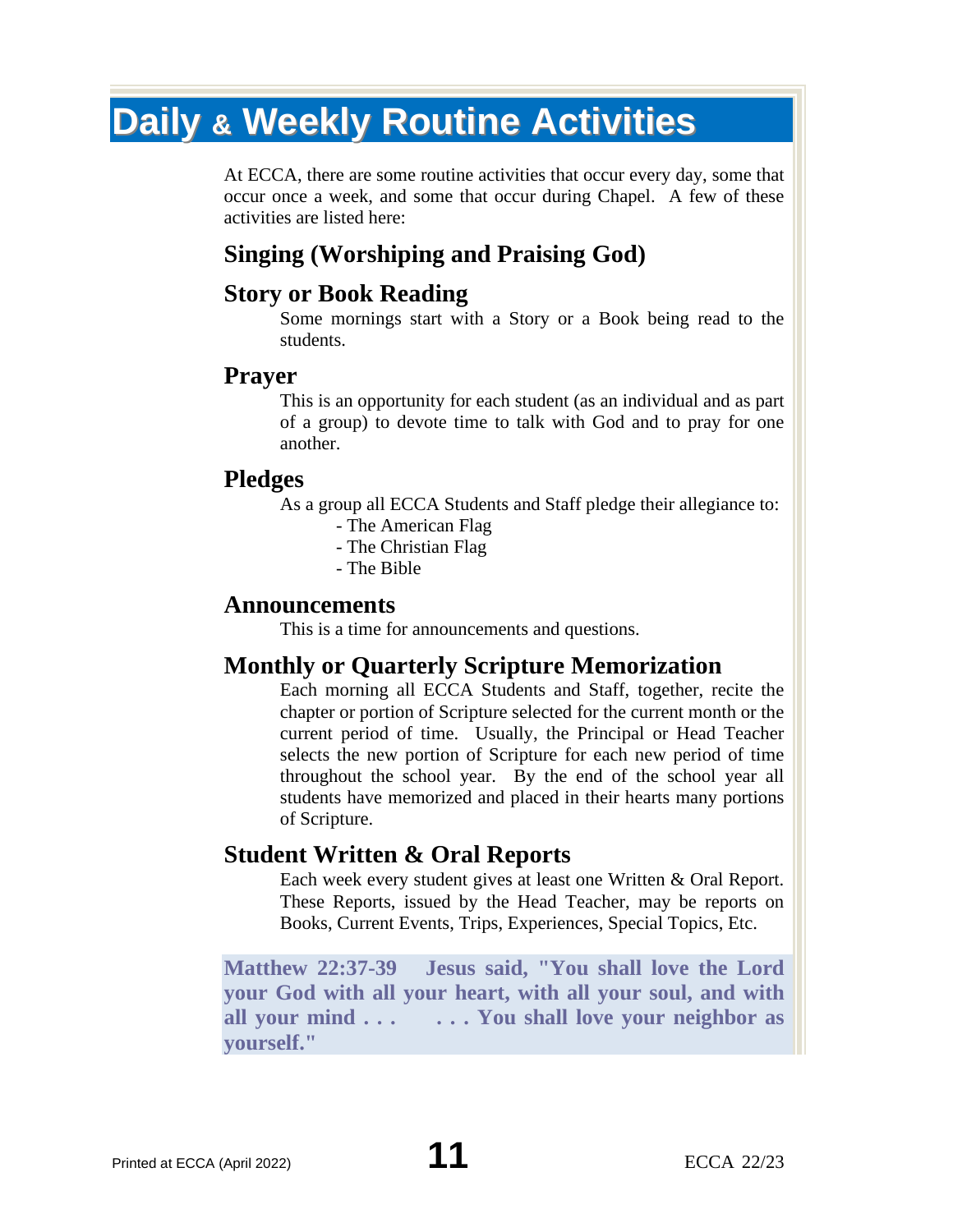# Daily & Weekly Routine Activities

At ECCA, there are some routine activities that occur every day, some that occur once a week, and some that occur during Chapel. A few of these activities are listed here:

## Singing (Worshiping and Praising God)

## Story or Book Reading

Some mornings start with a Story or a Book being read to the students.

## Prayer

This is an opportunity for each student (as an individual and as part of a group) to devote time to talk with God and to pray for one another.

## Pledges

As a group all ECCA Students and Staff pledge their allegiance to:

- The American Flag
- The Christian Flag
- The Bible

## Announcements

This is a time for announcements and questions.

## Monthly or Quarterly Scripture Memorization

Each morning all ECCA Students and Staff, together, recite the chapter or portion of Scripture selected for the current month or the current period of time. Usually, the Principal or Head Teacher selects the new portion of Scripture for each new period of time throughout the school year. By the end of the school year all students have memorized and placed in their hearts many portions of Scripture.

## Student Written & Oral Reports

Each week every student gives at least one Written & Oral Report. These Reports, issued by the Head Teacher, may be reports on Books, Current Events, Trips, Experiences, Special Topics, Etc.

**Matthew 22:37-39 Jesus said, "You shall love the Lord your God with all your heart, with all your soul, and with all your mind . . . . . . You shall love your neighbor as yourself."**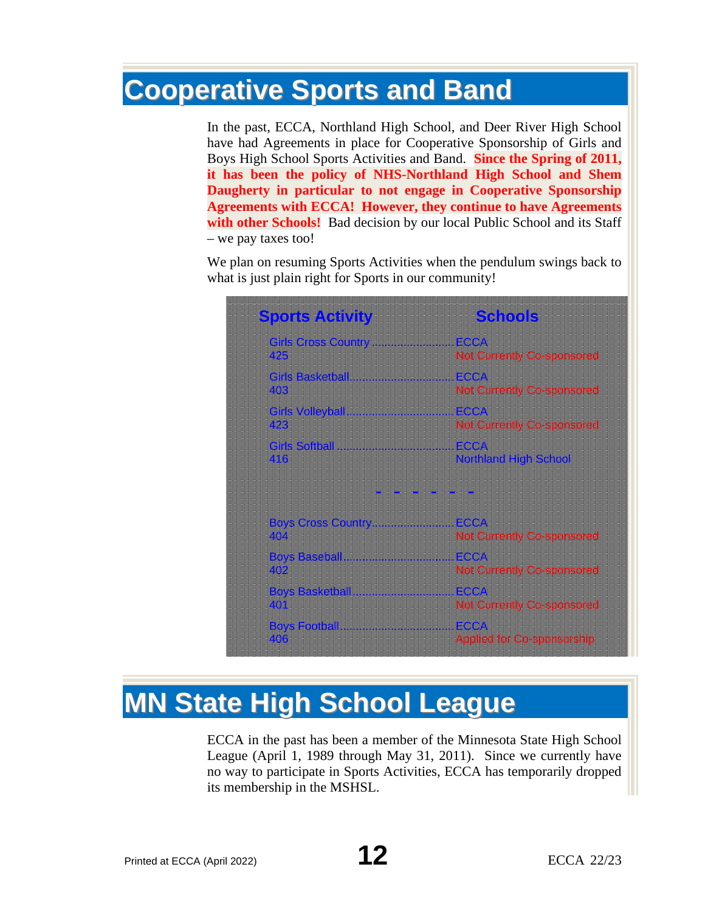# Cooperative Sports and Band

In the past, ECCA, Northland High School, and Deer River High School have had Agreements in place for Cooperative Sponsorship of Girls and Boys High School Sports Activities and Band. **Since the Spring of 2011, it has been the policy of NHS-Northland High School and Shem Daugherty in particular to not engage in Cooperative Sponsorship Agreements with ECCA! However, they continue to have Agreements with other Schools!** Bad decision by our local Public School and its Staff – we pay taxes too!

We plan on resuming Sports Activities when the pendulum swings back to what is just plain right for Sports in our community!

| Sports Activity | Schools |
|---|---|
| Girls Cross Country 425 | ECCA<br>Not Currently Co-sponsored |
| Girls Basketball 403 | ECCA<br>Not Currently Co-sponsored |
| Girls Volleyball 423 | ECCA<br>Not Currently Co-sponsored |
| Girls Softball 416 | ECCA<br>Northland High School |
| - - - - - - | |
| Boys Cross Country 404 | ECCA<br>Not Currently Co-sponsored |
| Boys Baseball 402 | ECCA<br>Not Currently Co-sponsored |
| Boys Basketball 401 | ECCA<br>Not Currently Co-sponsored |
| Boys Football 406 | ECCA<br>Applied for Co-sponsorship |

# MN State High School League

ECCA in the past has been a member of the Minnesota State High School League (April 1, 1989 through May 31, 2011). Since we currently have no way to participate in Sports Activities, ECCA has temporarily dropped its membership in the MSHSL.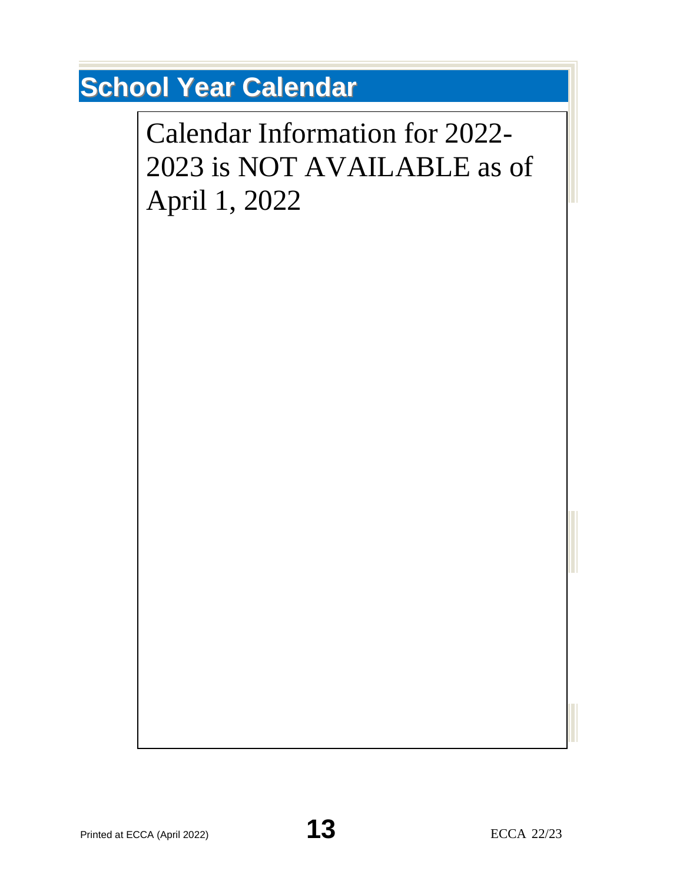# School Year Calendar

Calendar Information for 2022-2023 is NOT AVAILABLE as of April 1, 2022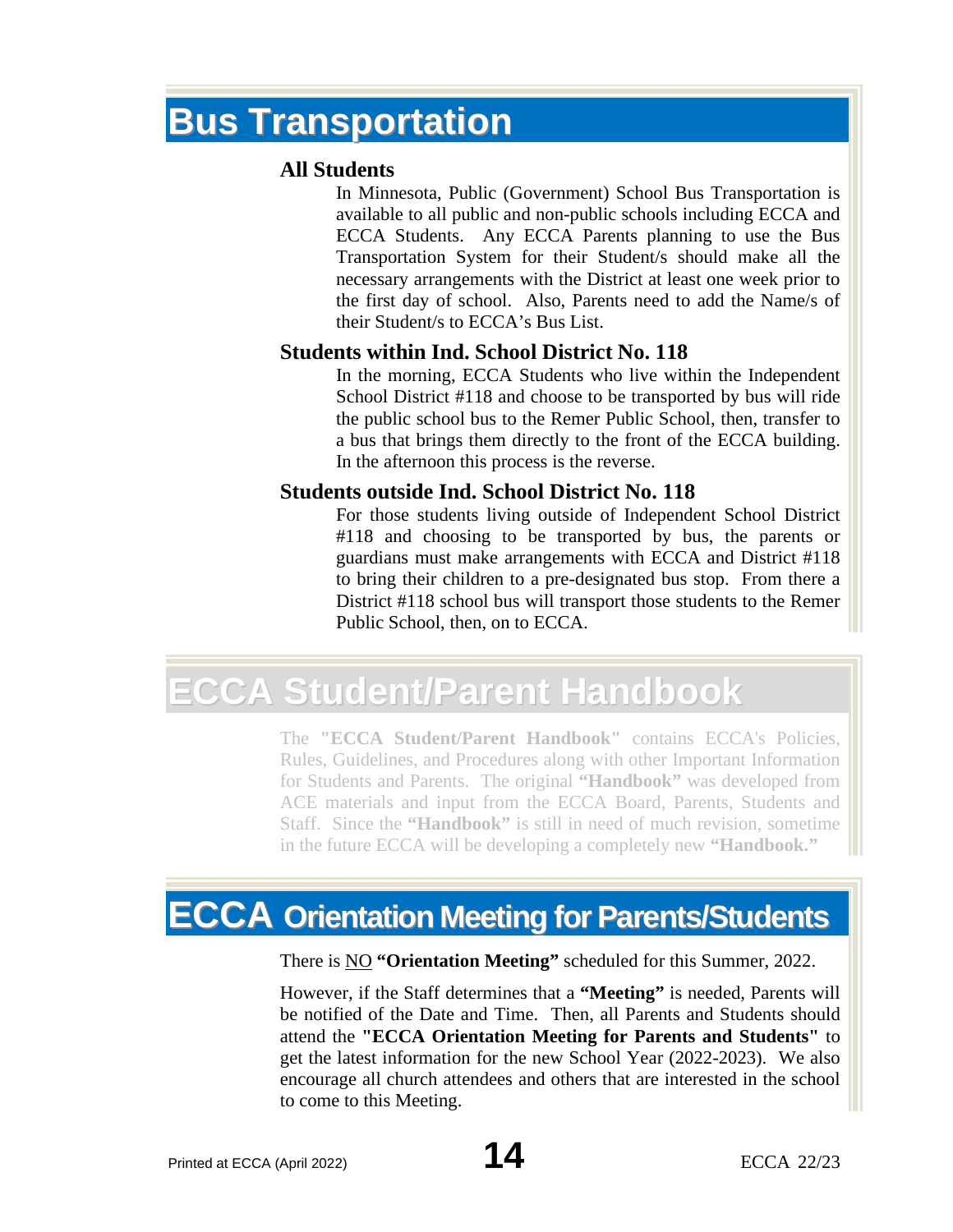# Bus Transportation

### All Students

In Minnesota, Public (Government) School Bus Transportation is available to all public and non-public schools including ECCA and ECCA Students. Any ECCA Parents planning to use the Bus Transportation System for their Student/s should make all the necessary arrangements with the District at least one week prior to the first day of school. Also, Parents need to add the Name/s of their Student/s to ECCA's Bus List.

### Students within Ind. School District No. 118

In the morning, ECCA Students who live within the Independent School District #118 and choose to be transported by bus will ride the public school bus to the Remer Public School, then, transfer to a bus that brings them directly to the front of the ECCA building. In the afternoon this process is the reverse.

### Students outside Ind. School District No. 118

For those students living outside of Independent School District #118 and choosing to be transported by bus, the parents or guardians must make arrangements with ECCA and District #118 to bring their children to a pre-designated bus stop. From there a District #118 school bus will transport those students to the Remer Public School, then, on to ECCA.

# ECCA Student/Parent Handbook

The **"ECCA Student/Parent Handbook"** contains ECCA's Policies, Rules, Guidelines, and Procedures along with other Important Information for Students and Parents. The original **"Handbook"** was developed from ACE materials and input from the ECCA Board, Parents, Students and Staff. Since the **"Handbook"** is still in need of much revision, sometime in the future ECCA will be developing a completely new **"Handbook."**

# ECCA Orientation Meeting for Parents/Students

There is NO **"Orientation Meeting"** scheduled for this Summer, 2022.

However, if the Staff determines that a **"Meeting"** is needed, Parents will be notified of the Date and Time. Then, all Parents and Students should attend the **"ECCA Orientation Meeting for Parents and Students"** to get the latest information for the new School Year (2022-2023). We also encourage all church attendees and others that are interested in the school to come to this Meeting.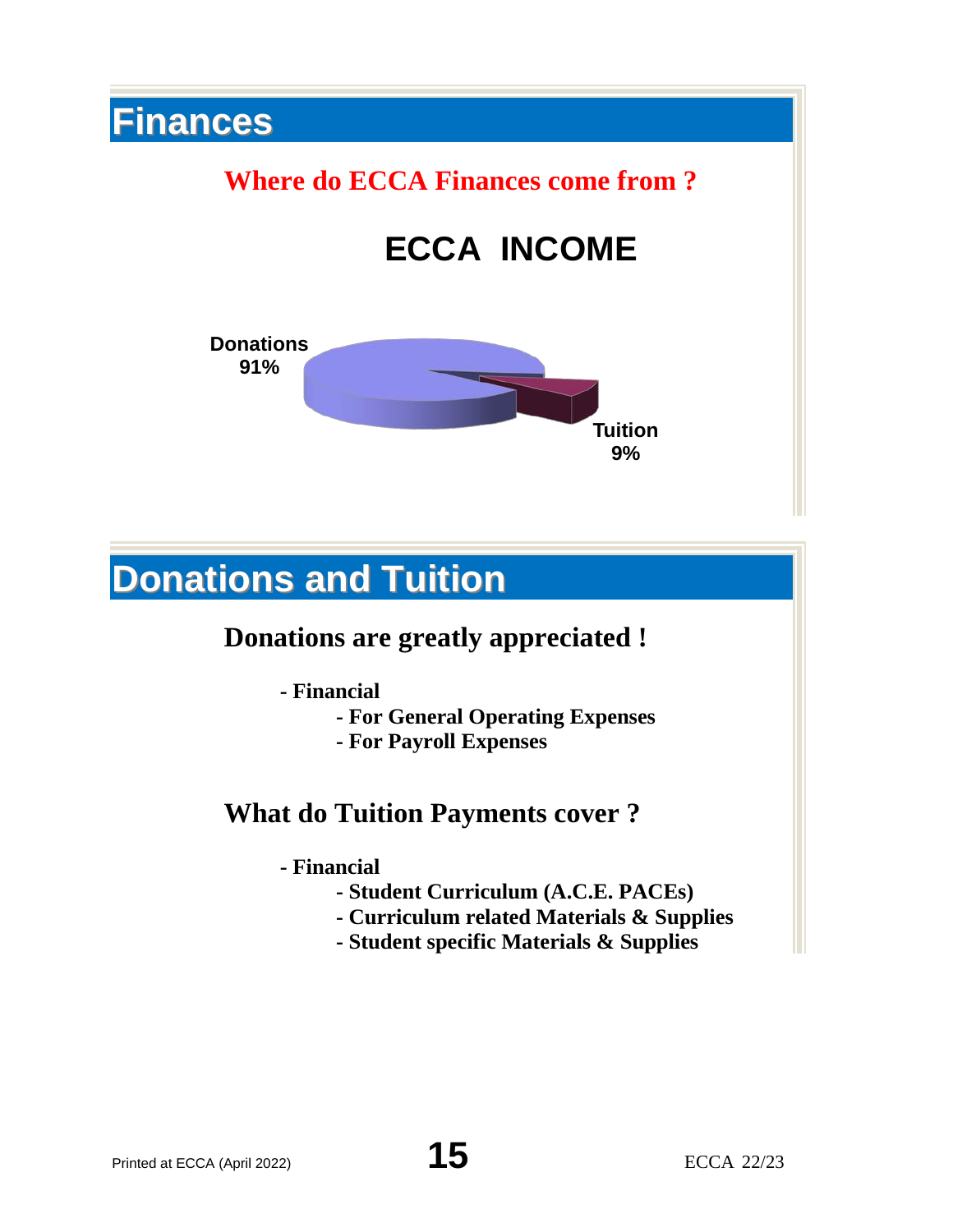## Finances

**Where do ECCA Finances come from ?**

**ECCA INCOME**

Donations 91%

Tuition 9%

## Donations and Tuition

**Donations are greatly appreciated !**

- **Financial**
  - **For General Operating Expenses**
  - **For Payroll Expenses**

**What do Tuition Payments cover ?**

- **Financial**
  - **Student Curriculum (A.C.E. PACEs)**
  - **Curriculum related Materials & Supplies**
  - **Student specific Materials & Supplies**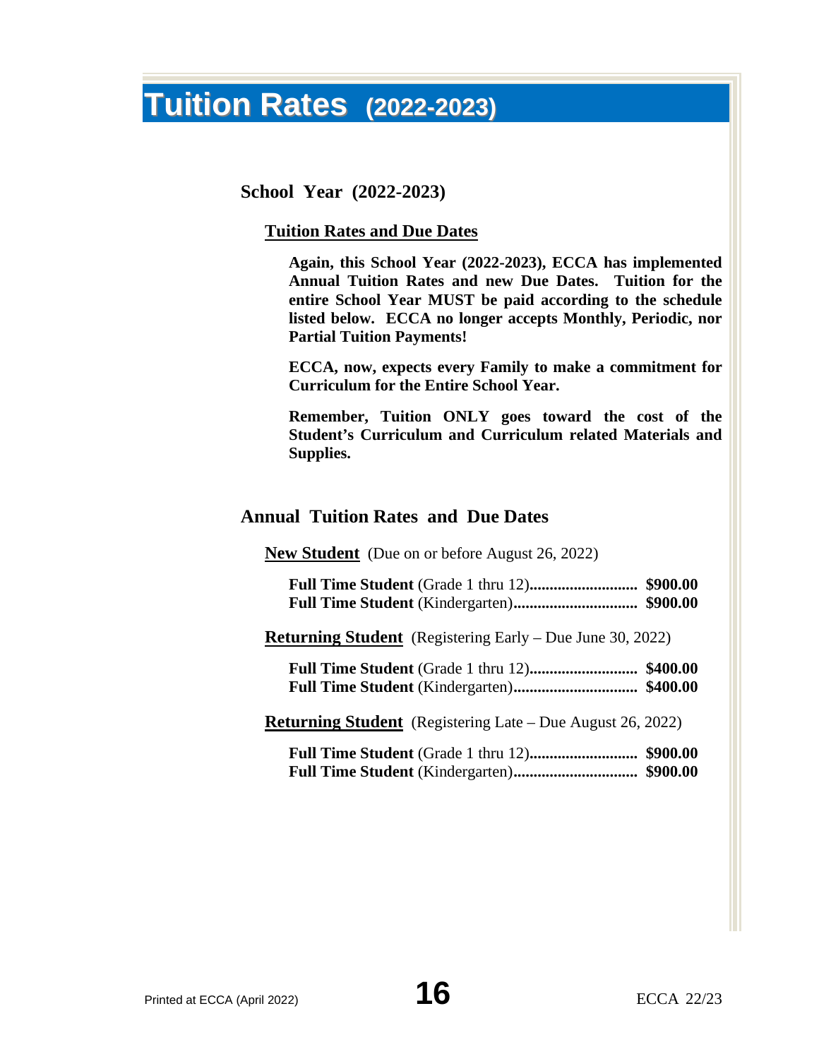# Tuition Rates (2022-2023)

## School Year (2022-2023)

### Tuition Rates and Due Dates

**Again, this School Year (2022-2023), ECCA has implemented Annual Tuition Rates and new Due Dates. Tuition for the entire School Year MUST be paid according to the schedule listed below. ECCA no longer accepts Monthly, Periodic, nor Partial Tuition Payments!**

**ECCA, now, expects every Family to make a commitment for Curriculum for the Entire School Year.**

**Remember, Tuition ONLY goes toward the cost of the Student's Curriculum and Curriculum related Materials and Supplies.**

## Annual Tuition Rates and Due Dates

**New Student** (Due on or before August 26, 2022)

**Full Time Student** (Grade 1 thru 12)**........................... $900.00**
**Full Time Student** (Kindergarten)**.............................. $900.00**

**Returning Student** (Registering Early – Due June 30, 2022)

**Full Time Student** (Grade 1 thru 12)**........................... $400.00**
**Full Time Student** (Kindergarten)**.............................. $400.00**

**Returning Student** (Registering Late – Due August 26, 2022)

**Full Time Student** (Grade 1 thru 12)**........................... $900.00**
**Full Time Student** (Kindergarten)**.............................. $900.00**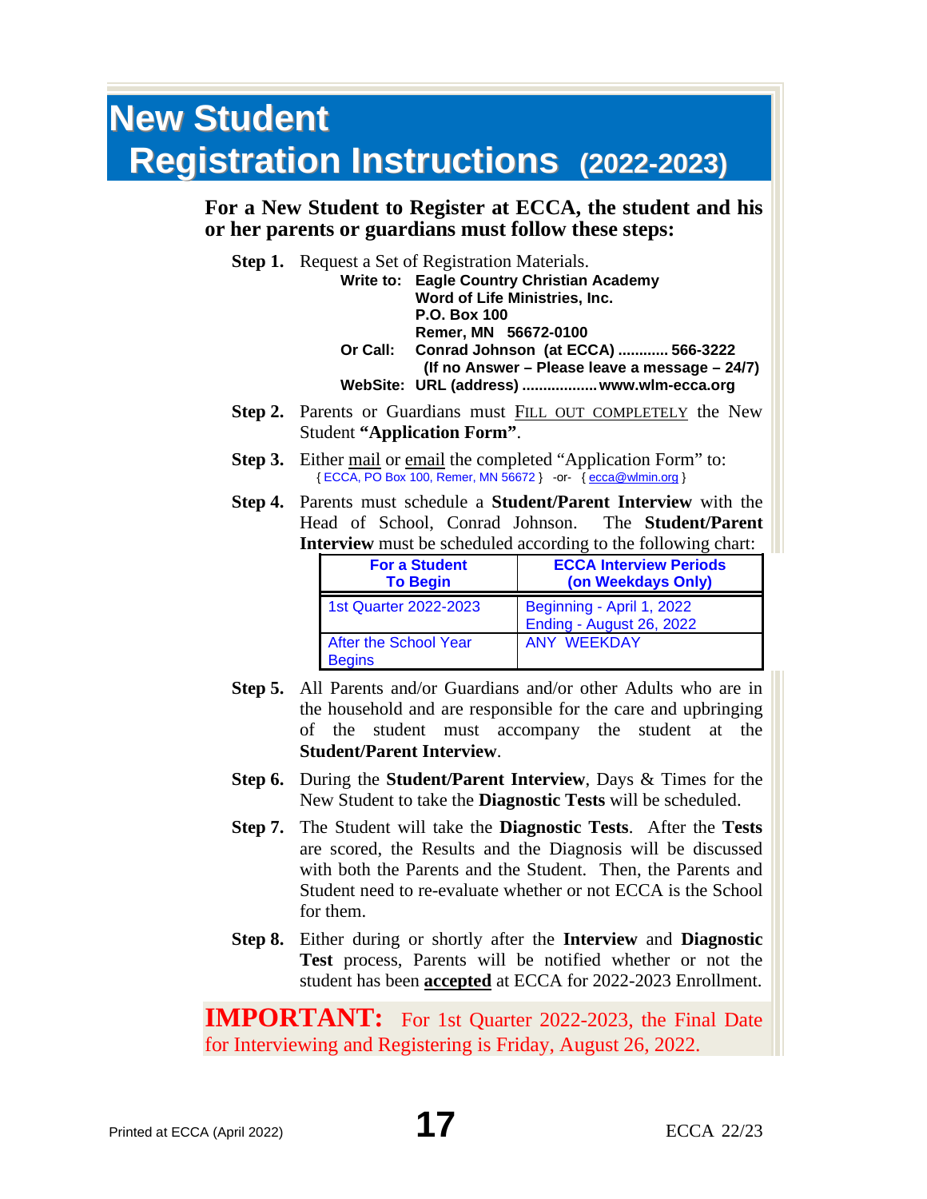# New Student Registration Instructions (2022-2023)

**For a New Student to Register at ECCA, the student and his or her parents or guardians must follow these steps:**

**Step 1.** Request a Set of Registration Materials.

**Write to:** **Eagle Country Christian Academy**
**Word of Life Ministries, Inc.**
**P.O. Box 100**
**Remer, MN 56672-0100**

**Or Call:** **Conrad Johnson (at ECCA) ............ 566-3222**
**(If no Answer – Please leave a message – 24/7)**

**WebSite:** **URL (address) .................. www.wlm-ecca.org**

**Step 2.** Parents or Guardians must FILL OUT COMPLETELY the New Student **"Application Form"**.

**Step 3.** Either mail or email the completed "Application Form" to:
{ ECCA, PO Box 100, Remer, MN 56672 } -or- { ecca@wlmin.org }

**Step 4.** Parents must schedule a **Student/Parent Interview** with the Head of School, Conrad Johnson. The **Student/Parent Interview** must be scheduled according to the following chart:

| For a Student To Begin | ECCA Interview Periods (on Weekdays Only) |
|---|---|
| 1st Quarter 2022-2023 | Beginning - April 1, 2022<br>Ending - August 26, 2022 |
| After the School Year Begins | ANY WEEKDAY |

**Step 5.** All Parents and/or Guardians and/or other Adults who are in the household and are responsible for the care and upbringing of the student must accompany the student at the **Student/Parent Interview**.

**Step 6.** During the **Student/Parent Interview**, Days & Times for the New Student to take the **Diagnostic Tests** will be scheduled.

**Step 7.** The Student will take the **Diagnostic Tests**. After the **Tests** are scored, the Results and the Diagnosis will be discussed with both the Parents and the Student. Then, the Parents and Student need to re-evaluate whether or not ECCA is the School for them.

**Step 8.** Either during or shortly after the **Interview** and **Diagnostic Test** process, Parents will be notified whether or not the student has been **accepted** at ECCA for 2022-2023 Enrollment.

**IMPORTANT:** For 1st Quarter 2022-2023, the Final Date for Interviewing and Registering is Friday, August 26, 2022.

Printed at ECCA (April 2022)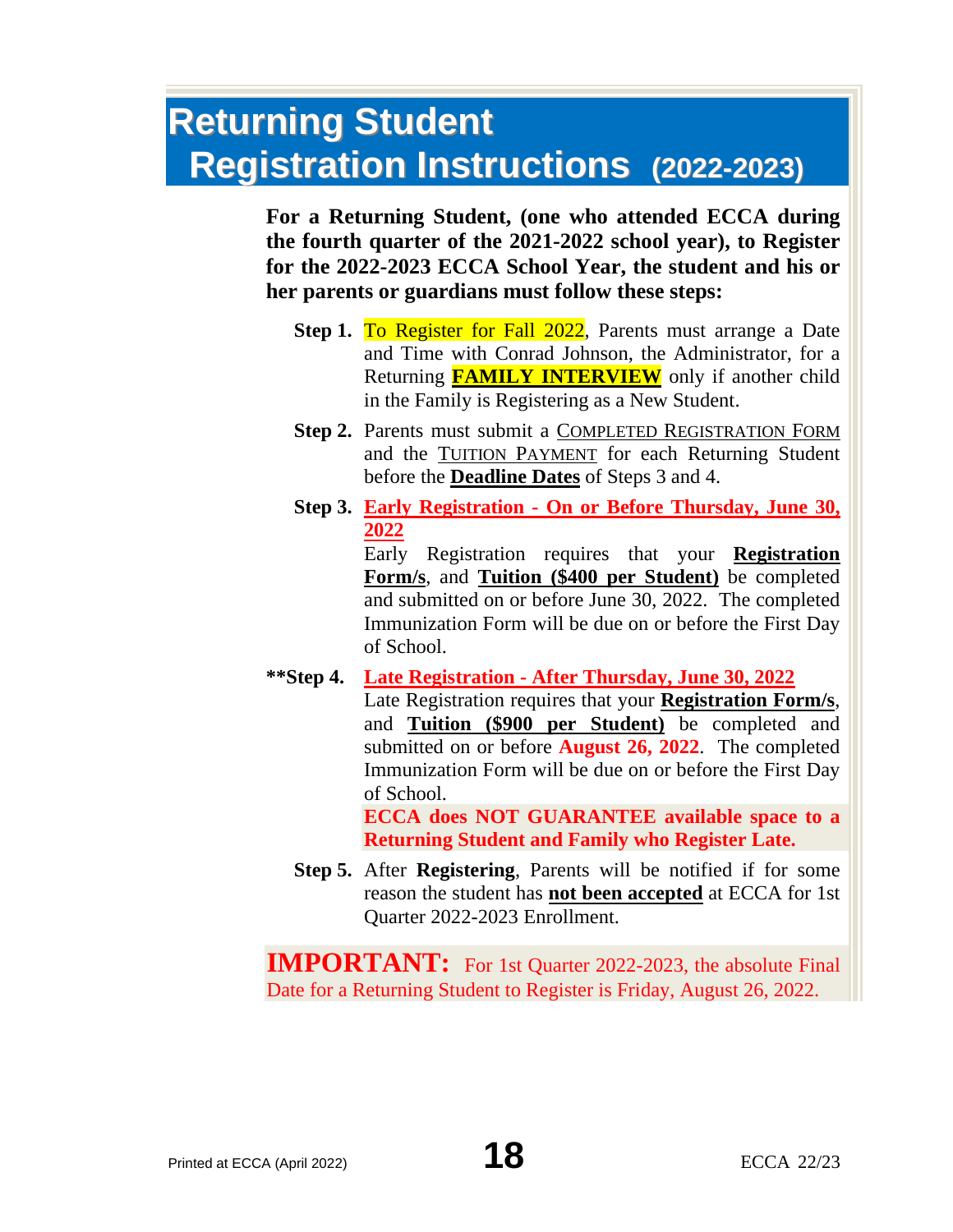# Returning Student Registration Instructions (2022-2023)

**For a Returning Student, (one who attended ECCA during the fourth quarter of the 2021-2022 school year), to Register for the 2022-2023 ECCA School Year, the student and his or her parents or guardians must follow these steps:**

**Step 1.** To Register for Fall 2022, Parents must arrange a Date and Time with Conrad Johnson, the Administrator, for a Returning **FAMILY INTERVIEW** only if another child in the Family is Registering as a New Student.

**Step 2.** Parents must submit a COMPLETED REGISTRATION FORM and the TUITION PAYMENT for each Returning Student before the **Deadline Dates** of Steps 3 and 4.

**Step 3.** **Early Registration - On or Before Thursday, June 30, 2022**
Early Registration requires that your **Registration Form/s**, and **Tuition ($400 per Student)** be completed and submitted on or before June 30, 2022. The completed Immunization Form will be due on or before the First Day of School.

****Step 4.** **Late Registration - After Thursday, June 30, 2022**
Late Registration requires that your **Registration Form/s**, and **Tuition ($900 per Student)** be completed and submitted on or before **August 26, 2022**. The completed Immunization Form will be due on or before the First Day of School.
**ECCA does NOT GUARANTEE available space to a Returning Student and Family who Register Late.**

**Step 5.** After **Registering**, Parents will be notified if for some reason the student has **not been accepted** at ECCA for 1st Quarter 2022-2023 Enrollment.

**IMPORTANT:** For 1st Quarter 2022-2023, the absolute Final Date for a Returning Student to Register is Friday, August 26, 2022.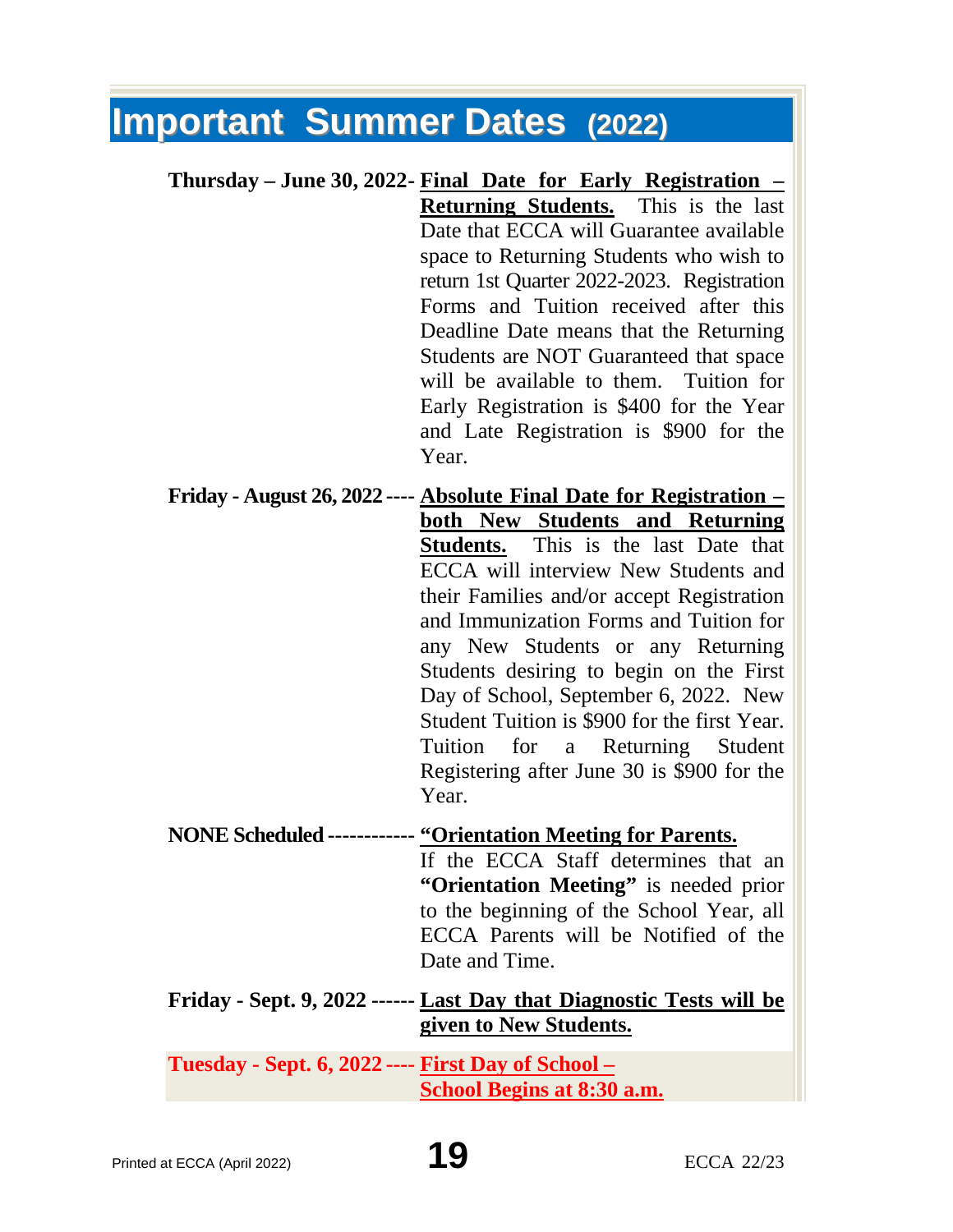# Important Summer Dates (2022)

**Thursday – June 30, 2022-** **Final Date for Early Registration – Returning Students.** This is the last Date that ECCA will Guarantee available space to Returning Students who wish to return 1st Quarter 2022-2023. Registration Forms and Tuition received after this Deadline Date means that the Returning Students are NOT Guaranteed that space will be available to them. Tuition for Early Registration is $400 for the Year and Late Registration is $900 for the Year.

**Friday - August 26, 2022 ----** **Absolute Final Date for Registration – both New Students and Returning Students.** This is the last Date that ECCA will interview New Students and their Families and/or accept Registration and Immunization Forms and Tuition for any New Students or any Returning Students desiring to begin on the First Day of School, September 6, 2022. New Student Tuition is $900 for the first Year. Tuition for a Returning Student Registering after June 30 is $900 for the Year.

**NONE Scheduled ------------** **"Orientation Meeting for Parents.** If the ECCA Staff determines that an **"Orientation Meeting"** is needed prior to the beginning of the School Year, all ECCA Parents will be Notified of the Date and Time.

**Friday - Sept. 9, 2022 ------** **Last Day that Diagnostic Tests will be given to New Students.**

**Tuesday - Sept. 6, 2022 ----** **First Day of School – School Begins at 8:30 a.m.**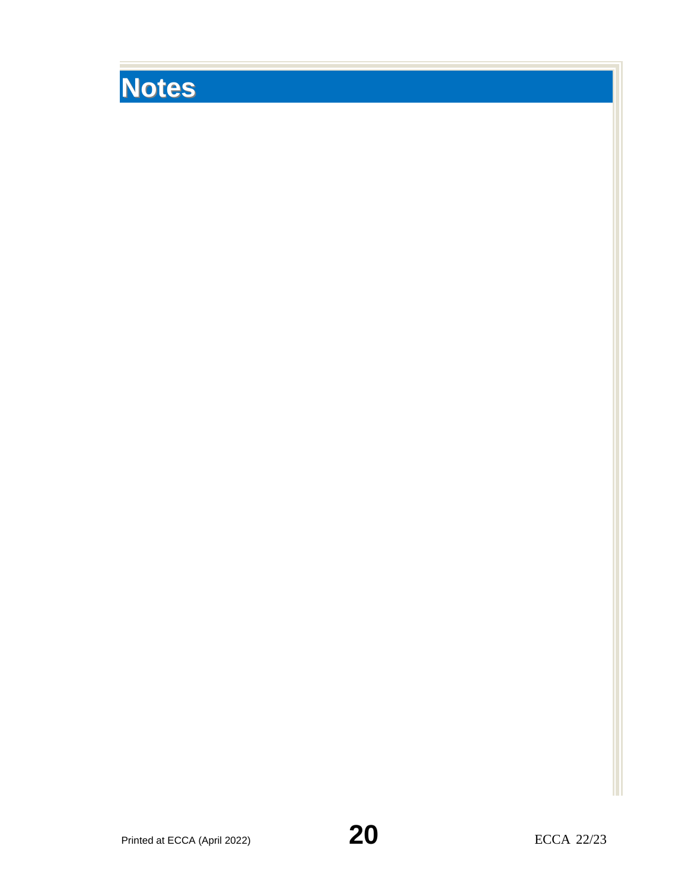# Notes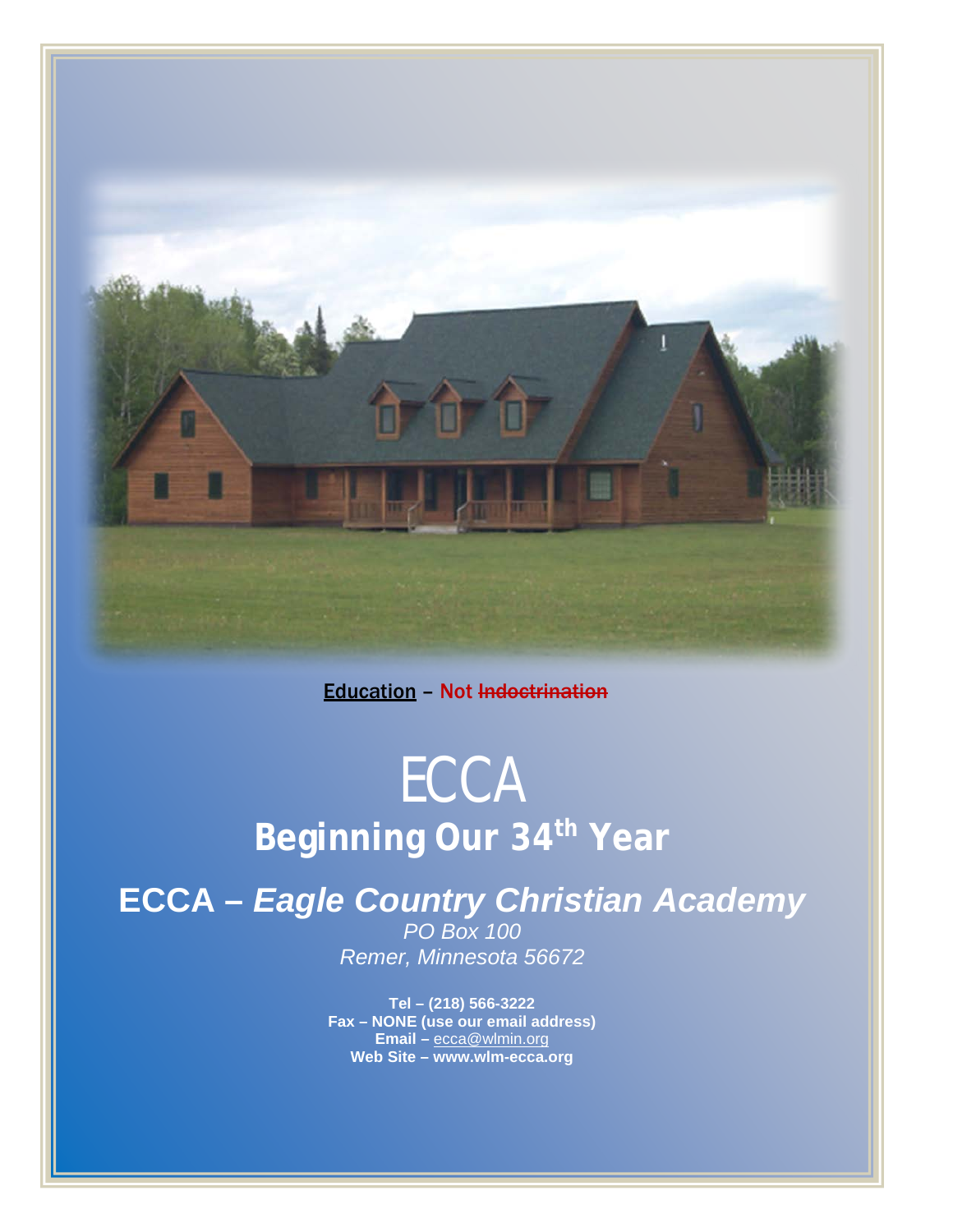**Education** – **Not ~~Indoctrination~~**

# ECCA

## Beginning Our 34th Year

## ECCA – *Eagle Country Christian Academy*

*PO Box 100*
*Remer, Minnesota 56672*

**Tel – (218) 566-3222**
**Fax – NONE (use our email address)**
**Email –** ecca@wlmin.org
**Web Site – www.wlm-ecca.org**